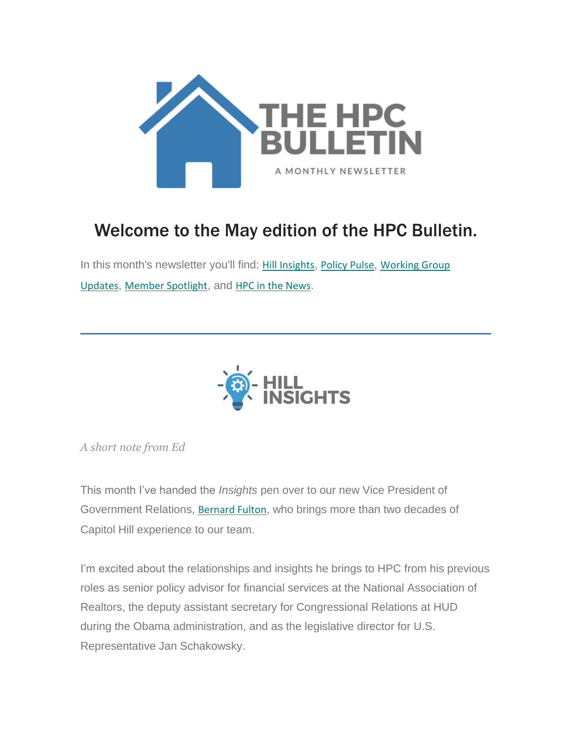# THE HPC BULLETIN

A MONTHLY NEWSLETTER

## Welcome to the May edition of the HPC Bulletin.

In this month's newsletter you'll find: Hill Insights, Policy Pulse, Working Group Updates, Member Spotlight, and HPC in the News.

---

## HILL INSIGHTS

*A short note from Ed*

This month I've handed the *Insights* pen over to our new Vice President of Government Relations, Bernard Fulton, who brings more than two decades of Capitol Hill experience to our team.

I'm excited about the relationships and insights he brings to HPC from his previous roles as senior policy advisor for financial services at the National Association of Realtors, the deputy assistant secretary for Congressional Relations at HUD during the Obama administration, and as the legislative director for U.S. Representative Jan Schakowsky.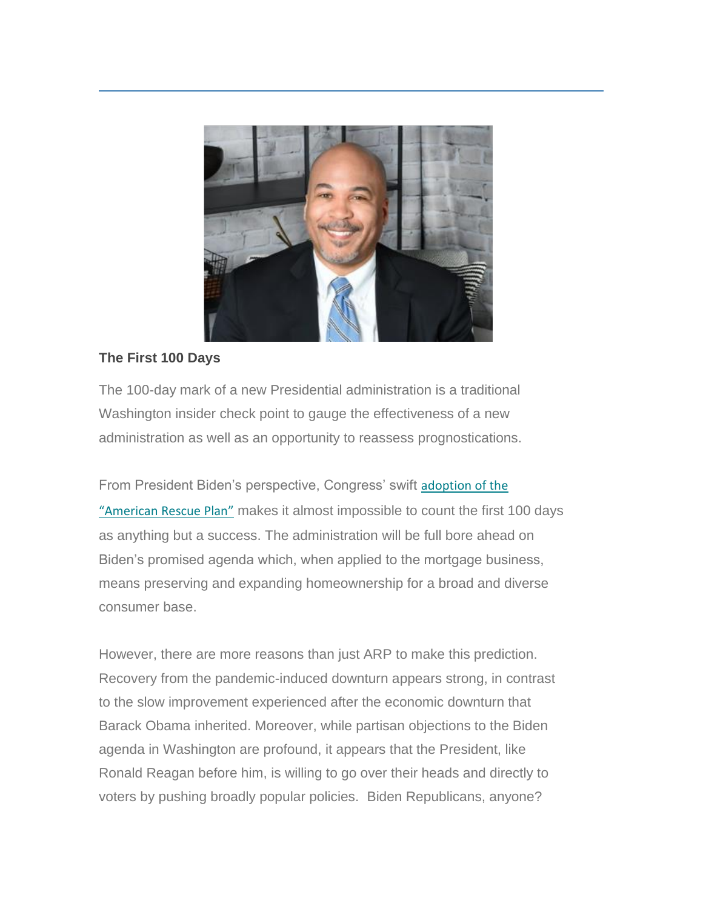### The First 100 Days

The 100-day mark of a new Presidential administration is a traditional Washington insider check point to gauge the effectiveness of a new administration as well as an opportunity to reassess prognostications.

From President Biden's perspective, Congress' swift adoption of the "American Rescue Plan" makes it almost impossible to count the first 100 days as anything but a success. The administration will be full bore ahead on Biden's promised agenda which, when applied to the mortgage business, means preserving and expanding homeownership for a broad and diverse consumer base.

However, there are more reasons than just ARP to make this prediction. Recovery from the pandemic-induced downturn appears strong, in contrast to the slow improvement experienced after the economic downturn that Barack Obama inherited. Moreover, while partisan objections to the Biden agenda in Washington are profound, it appears that the President, like Ronald Reagan before him, is willing to go over their heads and directly to voters by pushing broadly popular policies. Biden Republicans, anyone?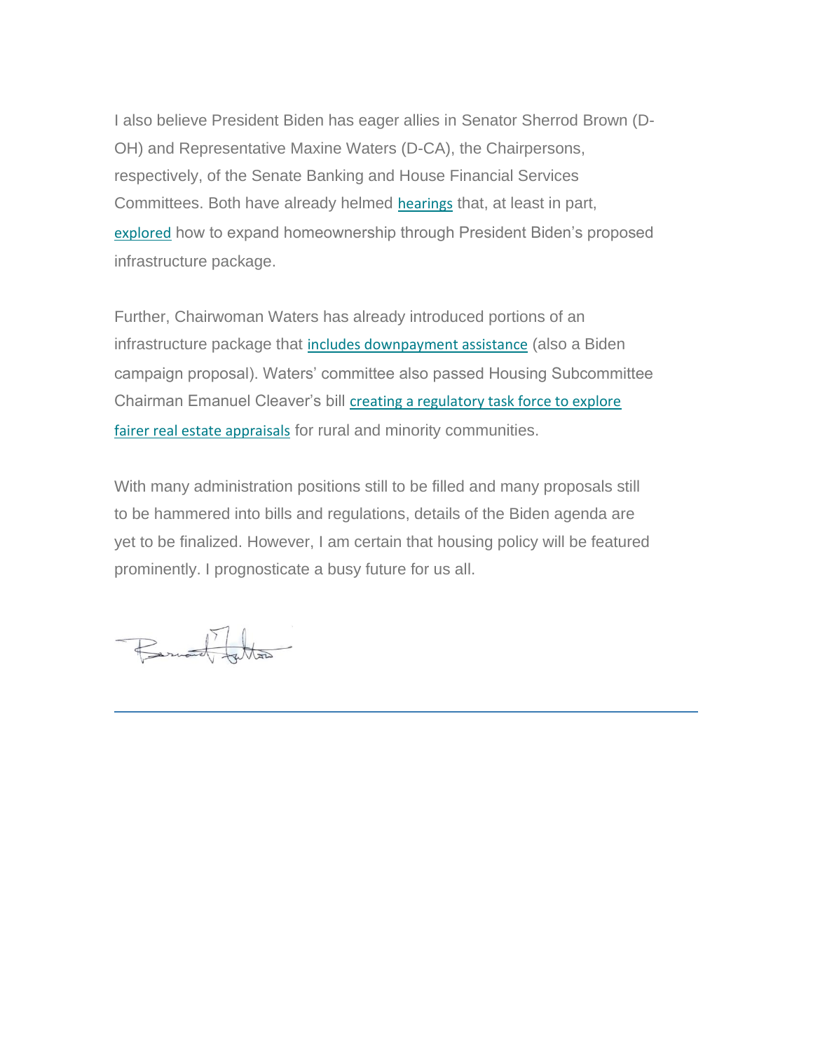I also believe President Biden has eager allies in Senator Sherrod Brown (D-OH) and Representative Maxine Waters (D-CA), the Chairpersons, respectively, of the Senate Banking and House Financial Services Committees. Both have already helmed hearings that, at least in part, explored how to expand homeownership through President Biden's proposed infrastructure package.

Further, Chairwoman Waters has already introduced portions of an infrastructure package that includes downpayment assistance (also a Biden campaign proposal). Waters' committee also passed Housing Subcommittee Chairman Emanuel Cleaver's bill creating a regulatory task force to explore fairer real estate appraisals for rural and minority communities.

With many administration positions still to be filled and many proposals still to be hammered into bills and regulations, details of the Biden agenda are yet to be finalized. However, I am certain that housing policy will be featured prominently. I prognosticate a busy future for us all.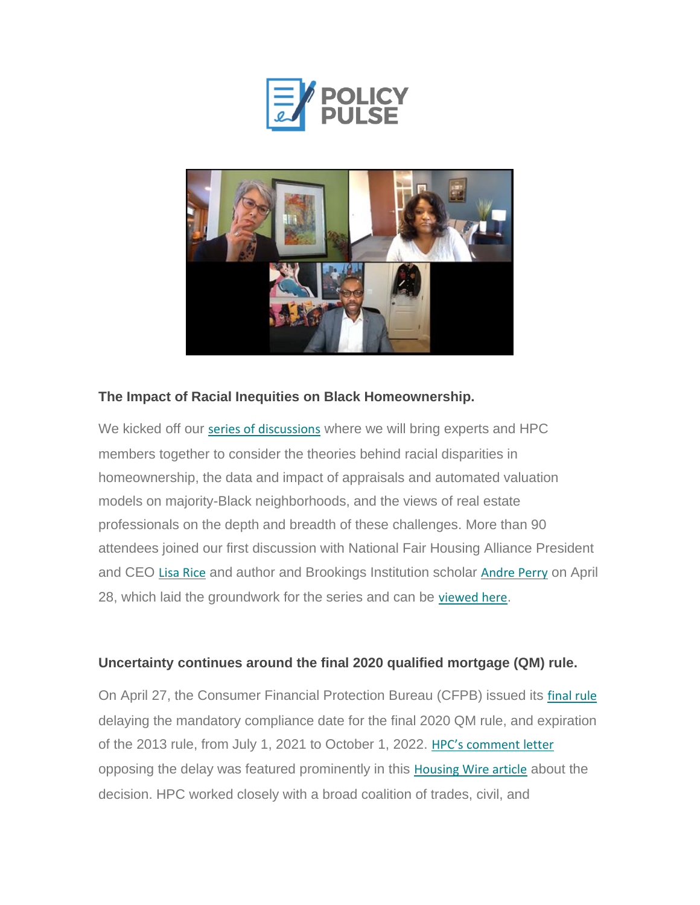**The Impact of Racial Inequities on Black Homeownership.**

We kicked off our series of discussions where we will bring experts and HPC members together to consider the theories behind racial disparities in homeownership, the data and impact of appraisals and automated valuation models on majority-Black neighborhoods, and the views of real estate professionals on the depth and breadth of these challenges. More than 90 attendees joined our first discussion with National Fair Housing Alliance President and CEO Lisa Rice and author and Brookings Institution scholar Andre Perry on April 28, which laid the groundwork for the series and can be viewed here.

**Uncertainty continues around the final 2020 qualified mortgage (QM) rule.**

On April 27, the Consumer Financial Protection Bureau (CFPB) issued its final rule delaying the mandatory compliance date for the final 2020 QM rule, and expiration of the 2013 rule, from July 1, 2021 to October 1, 2022. HPC's comment letter opposing the delay was featured prominently in this Housing Wire article about the decision. HPC worked closely with a broad coalition of trades, civil, and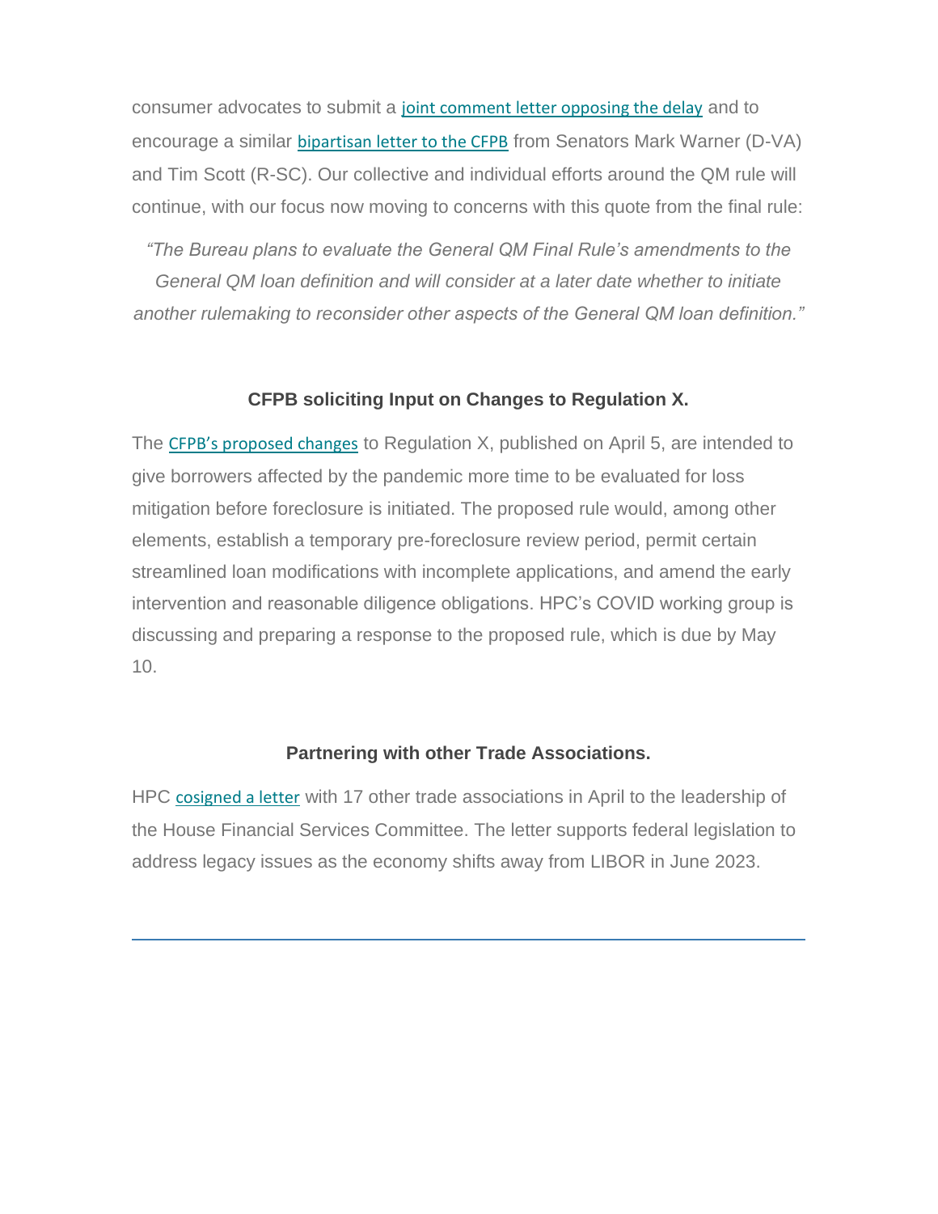consumer advocates to submit a joint comment letter opposing the delay and to encourage a similar bipartisan letter to the CFPB from Senators Mark Warner (D-VA) and Tim Scott (R-SC). Our collective and individual efforts around the QM rule will continue, with our focus now moving to concerns with this quote from the final rule:

*"The Bureau plans to evaluate the General QM Final Rule's amendments to the General QM loan definition and will consider at a later date whether to initiate another rulemaking to reconsider other aspects of the General QM loan definition."*

### CFPB soliciting Input on Changes to Regulation X.

The CFPB's proposed changes to Regulation X, published on April 5, are intended to give borrowers affected by the pandemic more time to be evaluated for loss mitigation before foreclosure is initiated. The proposed rule would, among other elements, establish a temporary pre-foreclosure review period, permit certain streamlined loan modifications with incomplete applications, and amend the early intervention and reasonable diligence obligations. HPC's COVID working group is discussing and preparing a response to the proposed rule, which is due by May 10.

### Partnering with other Trade Associations.

HPC cosigned a letter with 17 other trade associations in April to the leadership of the House Financial Services Committee. The letter supports federal legislation to address legacy issues as the economy shifts away from LIBOR in June 2023.

---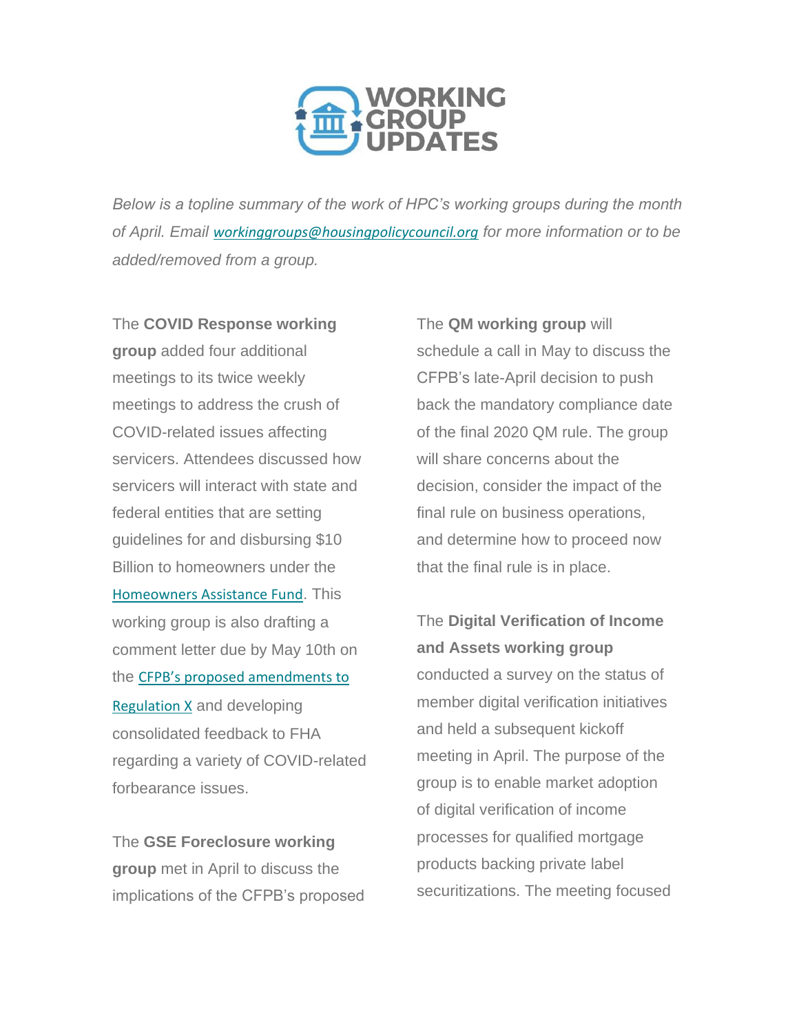# WORKING GROUP UPDATES

*Below is a topline summary of the work of HPC's working groups during the month of April. Email workinggroups@housingpolicycouncil.org for more information or to be added/removed from a group.*

The **COVID Response working group** added four additional meetings to its twice weekly meetings to address the crush of COVID-related issues affecting servicers. Attendees discussed how servicers will interact with state and federal entities that are setting guidelines for and disbursing $10 Billion to homeowners under the Homeowners Assistance Fund. This working group is also drafting a comment letter due by May 10th on the CFPB's proposed amendments to Regulation X and developing consolidated feedback to FHA regarding a variety of COVID-related forbearance issues.

The **GSE Foreclosure working group** met in April to discuss the implications of the CFPB's proposed

The **QM working group** will schedule a call in May to discuss the CFPB's late-April decision to push back the mandatory compliance date of the final 2020 QM rule. The group will share concerns about the decision, consider the impact of the final rule on business operations, and determine how to proceed now that the final rule is in place.

The **Digital Verification of Income and Assets working group** conducted a survey on the status of member digital verification initiatives and held a subsequent kickoff meeting in April. The purpose of the group is to enable market adoption of digital verification of income processes for qualified mortgage products backing private label securitizations. The meeting focused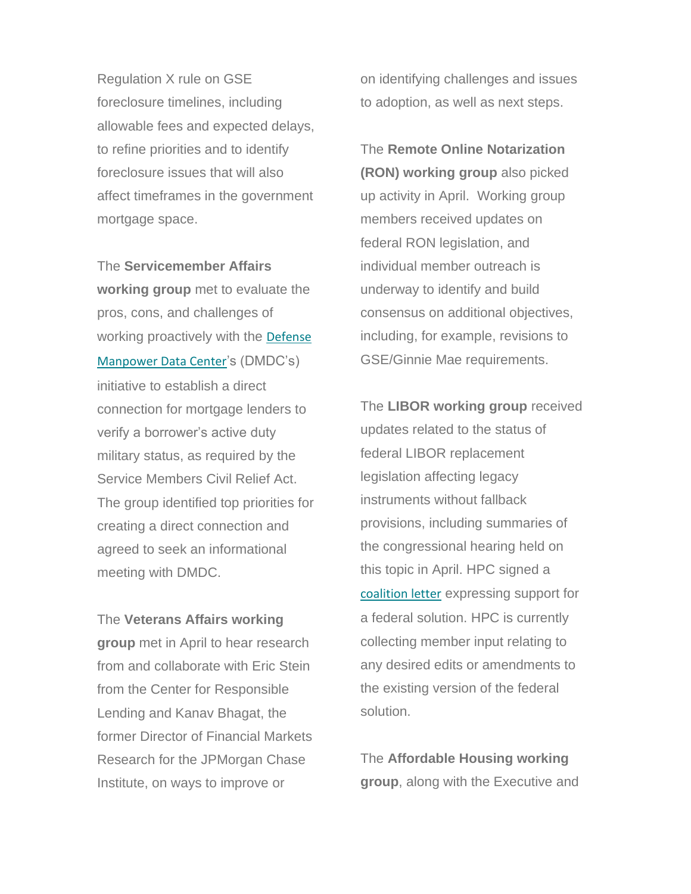Regulation X rule on GSE foreclosure timelines, including allowable fees and expected delays, to refine priorities and to identify foreclosure issues that will also affect timeframes in the government mortgage space.

The **Servicemember Affairs working group** met to evaluate the pros, cons, and challenges of working proactively with the Defense Manpower Data Center's (DMDC's) initiative to establish a direct connection for mortgage lenders to verify a borrower's active duty military status, as required by the Service Members Civil Relief Act. The group identified top priorities for creating a direct connection and agreed to seek an informational meeting with DMDC.

The **Veterans Affairs working group** met in April to hear research from and collaborate with Eric Stein from the Center for Responsible Lending and Kanav Bhagat, the former Director of Financial Markets Research for the JPMorgan Chase Institute, on ways to improve or on identifying challenges and issues to adoption, as well as next steps.

The **Remote Online Notarization (RON) working group** also picked up activity in April. Working group members received updates on federal RON legislation, and individual member outreach is underway to identify and build consensus on additional objectives, including, for example, revisions to GSE/Ginnie Mae requirements.

The **LIBOR working group** received updates related to the status of federal LIBOR replacement legislation affecting legacy instruments without fallback provisions, including summaries of the congressional hearing held on this topic in April. HPC signed a coalition letter expressing support for a federal solution. HPC is currently collecting member input relating to any desired edits or amendments to the existing version of the federal solution.

The **Affordable Housing working group**, along with the Executive and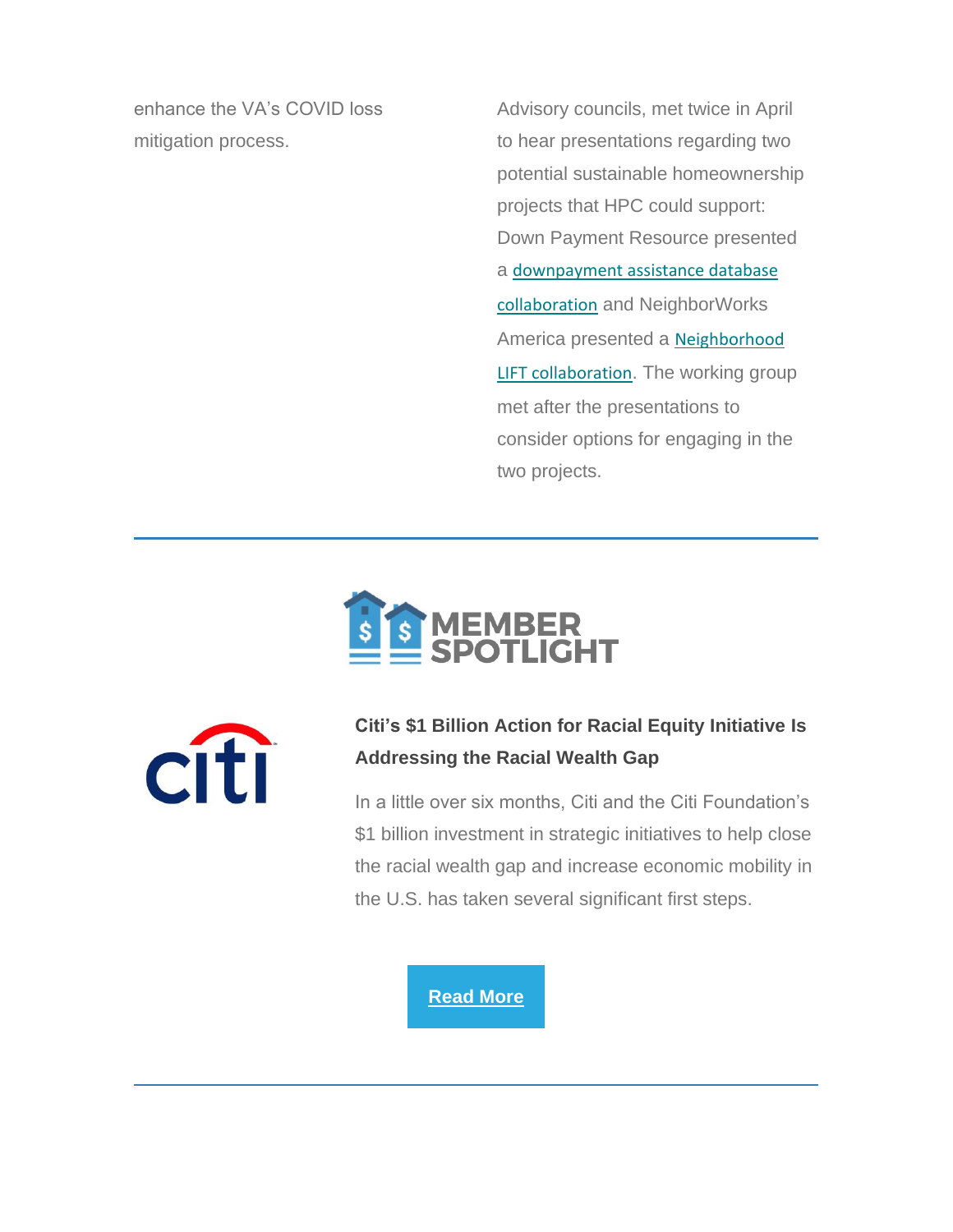enhance the VA's COVID loss mitigation process.

Advisory councils, met twice in April to hear presentations regarding two potential sustainable homeownership projects that HPC could support: Down Payment Resource presented a downpayment assistance database collaboration and NeighborWorks America presented a Neighborhood LIFT collaboration. The working group met after the presentations to consider options for engaging in the two projects.

---

## MEMBER SPOTLIGHT

### Citi's $1 Billion Action for Racial Equity Initiative Is Addressing the Racial Wealth Gap

In a little over six months, Citi and the Citi Foundation's $1 billion investment in strategic initiatives to help close the racial wealth gap and increase economic mobility in the U.S. has taken several significant first steps.

Read More

---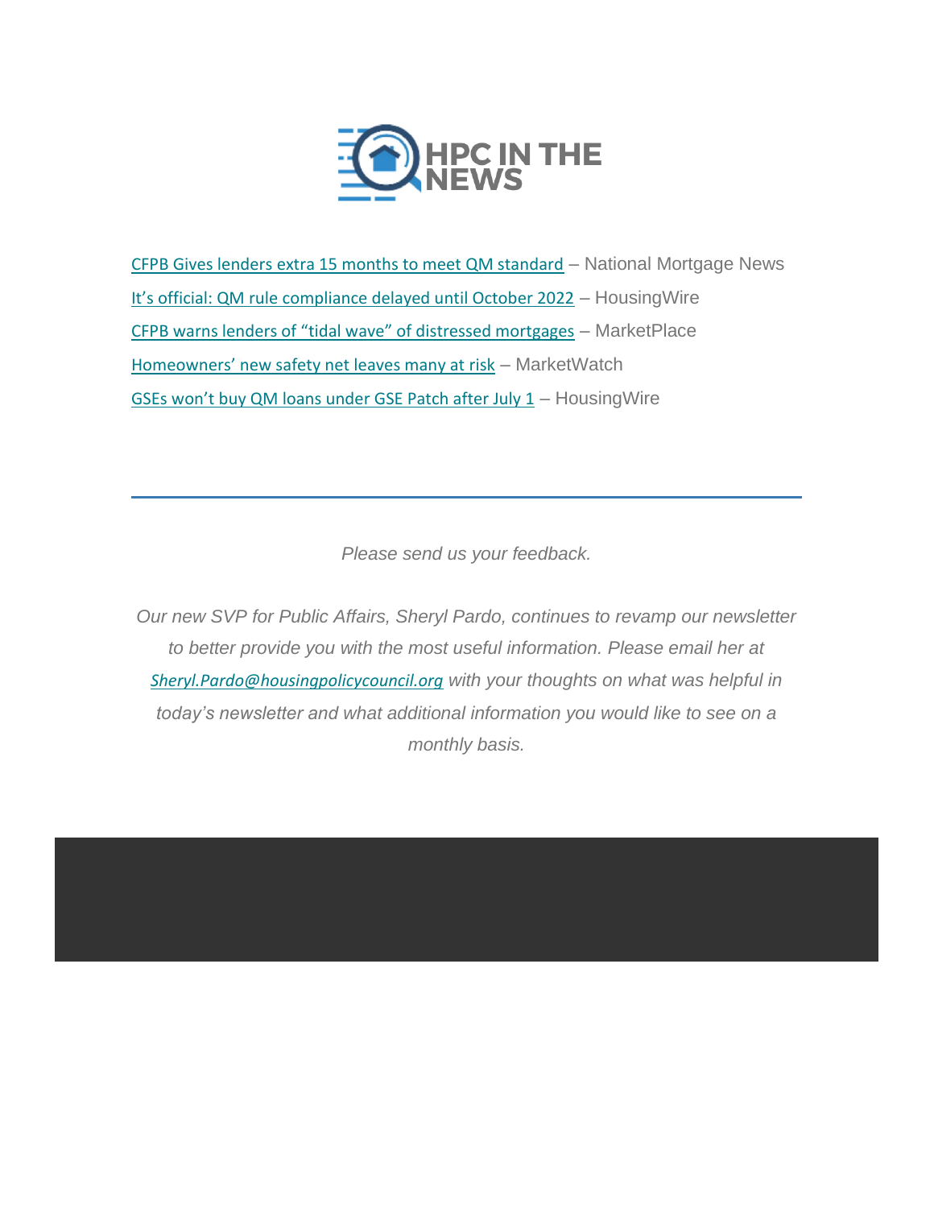# HPC IN THE NEWS

CFPB Gives lenders extra 15 months to meet QM standard – National Mortgage News

It's official: QM rule compliance delayed until October 2022 – HousingWire

CFPB warns lenders of "tidal wave" of distressed mortgages – MarketPlace

Homeowners' new safety net leaves many at risk – MarketWatch

GSEs won't buy QM loans under GSE Patch after July 1 – HousingWire

---

*Please send us your feedback.*

*Our new SVP for Public Affairs, Sheryl Pardo, continues to revamp our newsletter to better provide you with the most useful information. Please email her at Sheryl.Pardo@housingpolicycouncil.org with your thoughts on what was helpful in today's newsletter and what additional information you would like to see on a monthly basis.*